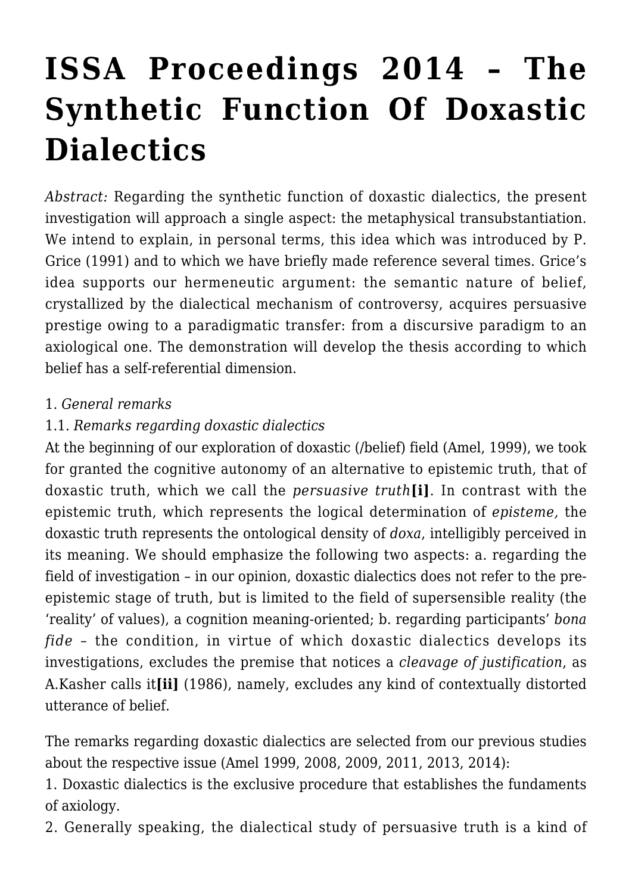# ISSA Proceedings 2014 – The Synthetic Function Of Doxastic Dialectics

*Abstract:* Regarding the synthetic function of doxastic dialectics, the present investigation will approach a single aspect: the metaphysical transubstantiation. We intend to explain, in personal terms, this idea which was introduced by P. Grice (1991) and to which we have briefly made reference several times. Grice's idea supports our hermeneutic argument: the semantic nature of belief, crystallized by the dialectical mechanism of controversy, acquires persuasive prestige owing to a paradigmatic transfer: from a discursive paradigm to an axiological one. The demonstration will develop the thesis according to which belief has a self-referential dimension.

1. *General remarks*

1.1. *Remarks regarding doxastic dialectics*

At the beginning of our exploration of doxastic (/belief) field (Amel, 1999), we took for granted the cognitive autonomy of an alternative to epistemic truth, that of doxastic truth, which we call the *persuasive truth***[i]**. In contrast with the epistemic truth, which represents the logical determination of *episteme,* the doxastic truth represents the ontological density of *doxa*, intelligibly perceived in its meaning. We should emphasize the following two aspects: a. regarding the field of investigation – in our opinion, doxastic dialectics does not refer to the pre-epistemic stage of truth, but is limited to the field of supersensible reality (the 'reality' of values), a cognition meaning-oriented; b. regarding participants' *bona fide* – the condition, in virtue of which doxastic dialectics develops its investigations, excludes the premise that notices a *cleavage of justification*, as A.Kasher calls it**[ii]** (1986), namely, excludes any kind of contextually distorted utterance of belief.

The remarks regarding doxastic dialectics are selected from our previous studies about the respective issue (Amel 1999, 2008, 2009, 2011, 2013, 2014):

1. Doxastic dialectics is the exclusive procedure that establishes the fundaments of axiology.
2. Generally speaking, the dialectical study of persuasive truth is a kind of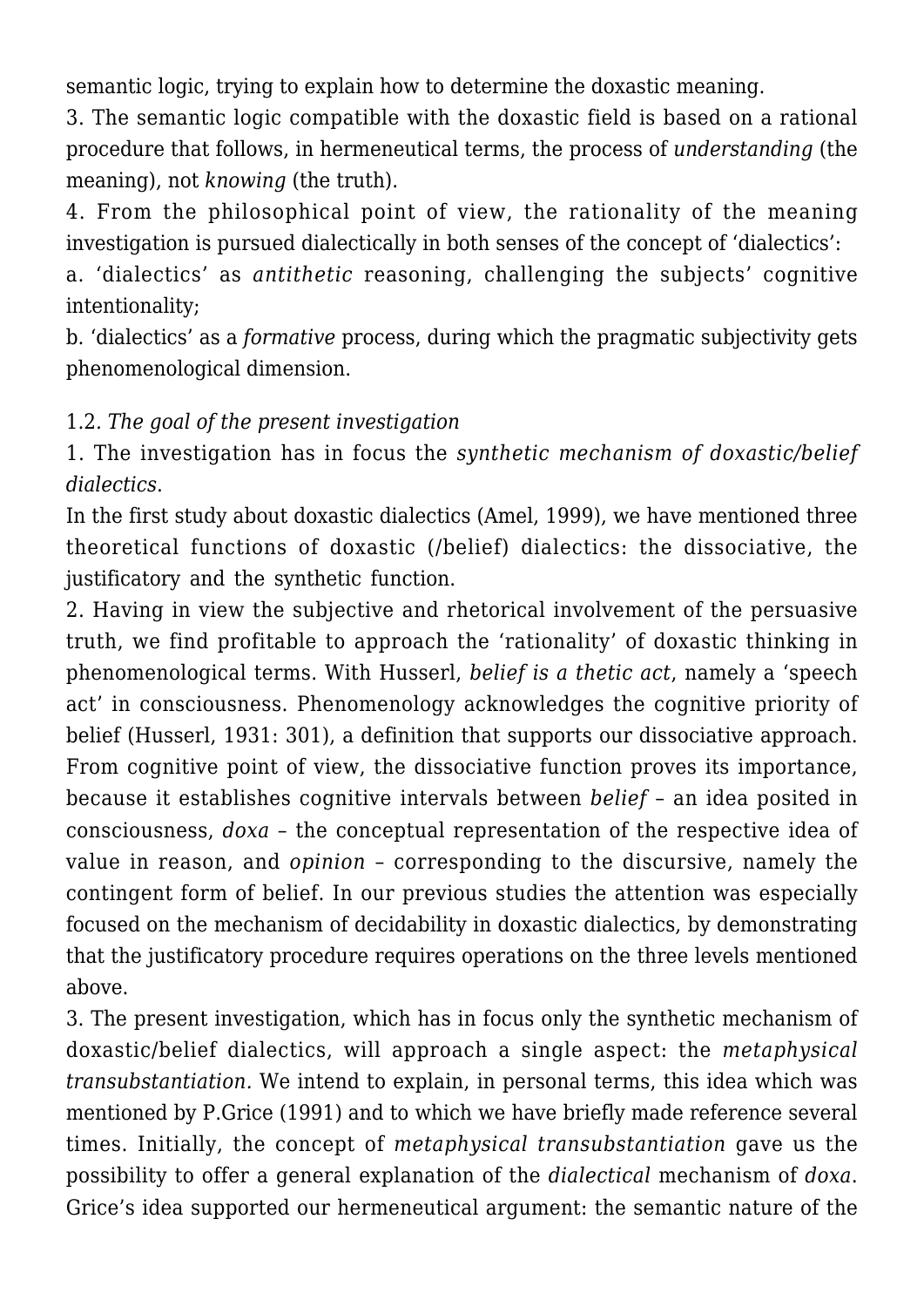semantic logic, trying to explain how to determine the doxastic meaning.

3. The semantic logic compatible with the doxastic field is based on a rational procedure that follows, in hermeneutical terms, the process of *understanding* (the meaning), not *knowing* (the truth).

4. From the philosophical point of view, the rationality of the meaning investigation is pursued dialectically in both senses of the concept of 'dialectics':

a. 'dialectics' as *antithetic* reasoning, challenging the subjects' cognitive intentionality;

b. 'dialectics' as a *formative* process, during which the pragmatic subjectivity gets phenomenological dimension.

1.2. *The goal of the present investigation*

1. The investigation has in focus the *synthetic mechanism of doxastic/belief dialectics*.

In the first study about doxastic dialectics (Amel, 1999), we have mentioned three theoretical functions of doxastic (/belief) dialectics: the dissociative, the justificatory and the synthetic function.

2. Having in view the subjective and rhetorical involvement of the persuasive truth, we find profitable to approach the 'rationality' of doxastic thinking in phenomenological terms. With Husserl, *belief is a thetic act*, namely a 'speech act' in consciousness. Phenomenology acknowledges the cognitive priority of belief (Husserl, 1931: 301), a definition that supports our dissociative approach. From cognitive point of view, the dissociative function proves its importance, because it establishes cognitive intervals between *belief* – an idea posited in consciousness, *doxa* – the conceptual representation of the respective idea of value in reason, and *opinion* – corresponding to the discursive, namely the contingent form of belief. In our previous studies the attention was especially focused on the mechanism of decidability in doxastic dialectics, by demonstrating that the justificatory procedure requires operations on the three levels mentioned above.

3. The present investigation, which has in focus only the synthetic mechanism of doxastic/belief dialectics, will approach a single aspect: the *metaphysical transubstantiation.* We intend to explain, in personal terms, this idea which was mentioned by P.Grice (1991) and to which we have briefly made reference several times. Initially, the concept of *metaphysical transubstantiation* gave us the possibility to offer a general explanation of the *dialectical* mechanism of *doxa*. Grice's idea supported our hermeneutical argument: the semantic nature of the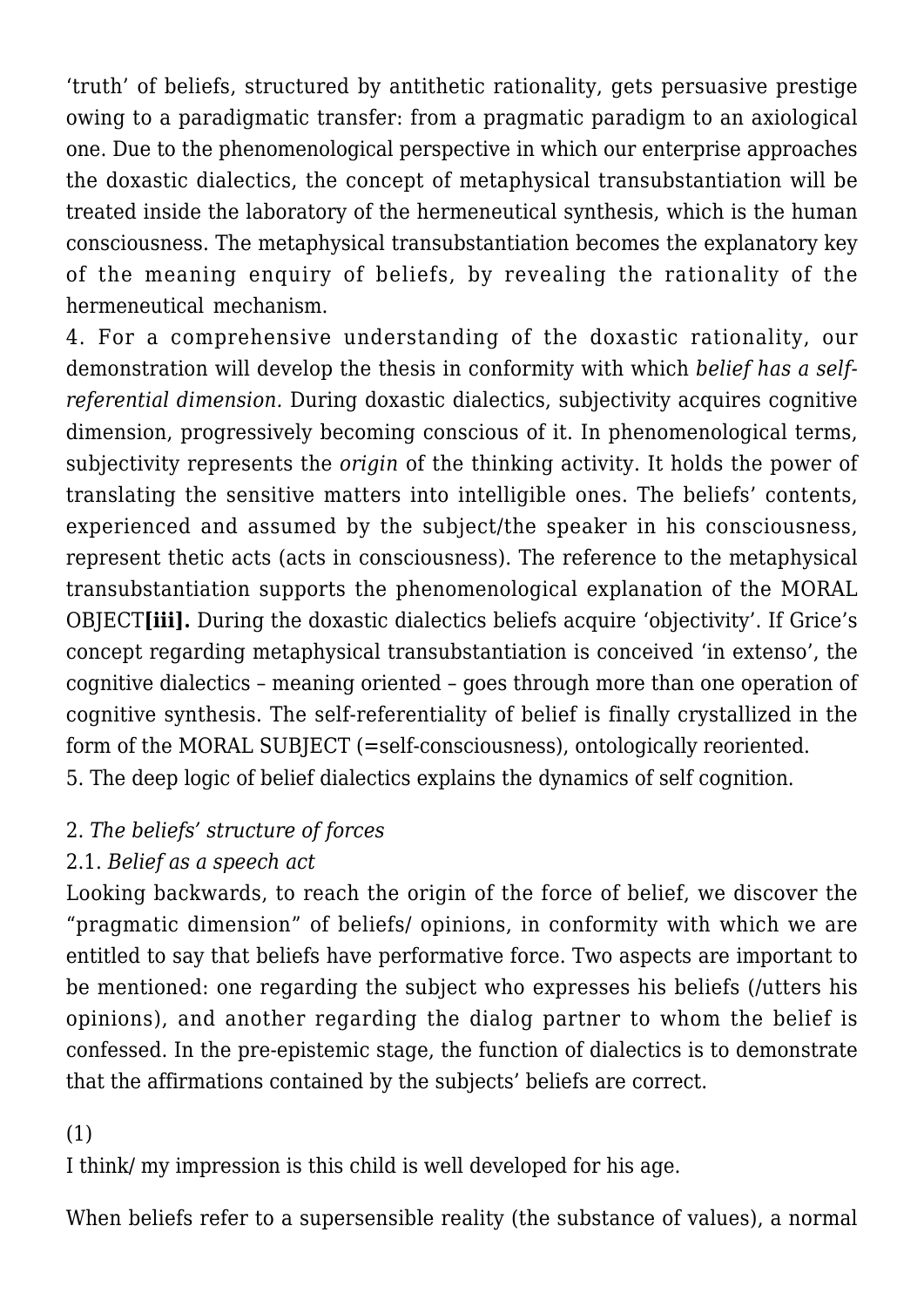'truth' of beliefs, structured by antithetic rationality, gets persuasive prestige owing to a paradigmatic transfer: from a pragmatic paradigm to an axiological one. Due to the phenomenological perspective in which our enterprise approaches the doxastic dialectics, the concept of metaphysical transubstantiation will be treated inside the laboratory of the hermeneutical synthesis, which is the human consciousness. The metaphysical transubstantiation becomes the explanatory key of the meaning enquiry of beliefs, by revealing the rationality of the hermeneutical mechanism.

4. For a comprehensive understanding of the doxastic rationality, our demonstration will develop the thesis in conformity with which *belief has a self-referential dimension.* During doxastic dialectics, subjectivity acquires cognitive dimension, progressively becoming conscious of it. In phenomenological terms, subjectivity represents the *origin* of the thinking activity. It holds the power of translating the sensitive matters into intelligible ones. The beliefs' contents, experienced and assumed by the subject/the speaker in his consciousness, represent thetic acts (acts in consciousness). The reference to the metaphysical transubstantiation supports the phenomenological explanation of the MORAL OBJECT**[iii].** During the doxastic dialectics beliefs acquire 'objectivity'. If Grice's concept regarding metaphysical transubstantiation is conceived 'in extenso', the cognitive dialectics – meaning oriented – goes through more than one operation of cognitive synthesis. The self-referentiality of belief is finally crystallized in the form of the MORAL SUBJECT (=self-consciousness), ontologically reoriented.

5. The deep logic of belief dialectics explains the dynamics of self cognition.

## 2. *The beliefs' structure of forces*

### 2.1. *Belief as a speech act*

Looking backwards, to reach the origin of the force of belief, we discover the "pragmatic dimension" of beliefs/ opinions, in conformity with which we are entitled to say that beliefs have performative force. Two aspects are important to be mentioned: one regarding the subject who expresses his beliefs (/utters his opinions), and another regarding the dialog partner to whom the belief is confessed. In the pre-epistemic stage, the function of dialectics is to demonstrate that the affirmations contained by the subjects' beliefs are correct.

(1)

I think/ my impression is this child is well developed for his age.

When beliefs refer to a supersensible reality (the substance of values), a normal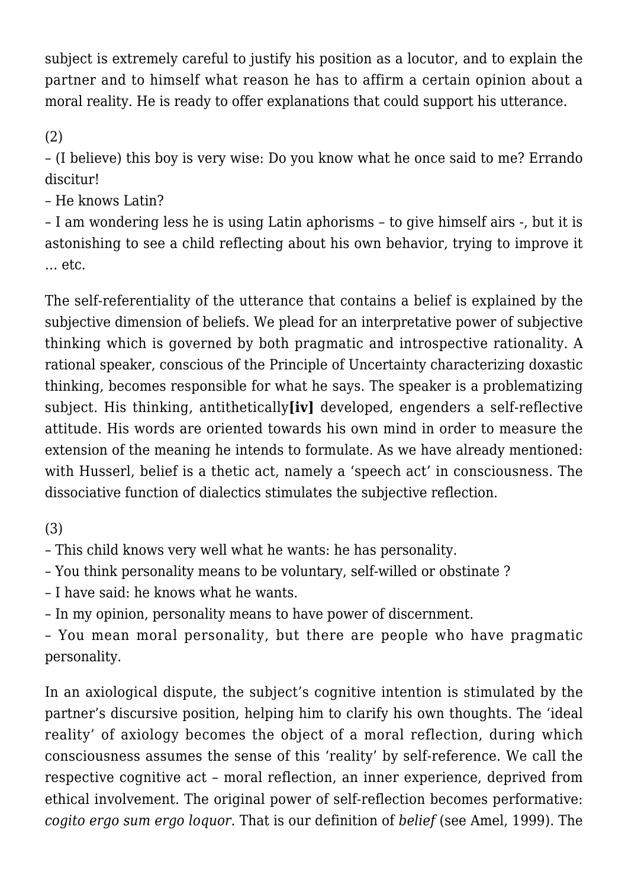subject is extremely careful to justify his position as a locutor, and to explain the partner and to himself what reason he has to affirm a certain opinion about a moral reality. He is ready to offer explanations that could support his utterance.

(2)

– (I believe) this boy is very wise: Do you know what he once said to me? Errando discitur!

– He knows Latin?

– I am wondering less he is using Latin aphorisms – to give himself airs -, but it is astonishing to see a child reflecting about his own behavior, trying to improve it … etc.

The self-referentiality of the utterance that contains a belief is explained by the subjective dimension of beliefs. We plead for an interpretative power of subjective thinking which is governed by both pragmatic and introspective rationality. A rational speaker, conscious of the Principle of Uncertainty characterizing doxastic thinking, becomes responsible for what he says. The speaker is a problematizing subject. His thinking, antithetically**[iv]** developed, engenders a self-reflective attitude. His words are oriented towards his own mind in order to measure the extension of the meaning he intends to formulate. As we have already mentioned: with Husserl, belief is a thetic act, namely a 'speech act' in consciousness. The dissociative function of dialectics stimulates the subjective reflection.

(3)

– This child knows very well what he wants: he has personality.

– You think personality means to be voluntary, self-willed or obstinate ?

– I have said: he knows what he wants.

– In my opinion, personality means to have power of discernment.

– You mean moral personality, but there are people who have pragmatic personality.

In an axiological dispute, the subject's cognitive intention is stimulated by the partner's discursive position, helping him to clarify his own thoughts. The 'ideal reality' of axiology becomes the object of a moral reflection, during which consciousness assumes the sense of this 'reality' by self-reference. We call the respective cognitive act – moral reflection, an inner experience, deprived from ethical involvement. The original power of self-reflection becomes performative: *cogito ergo sum ergo loquor.* That is our definition of *belief* (see Amel, 1999). The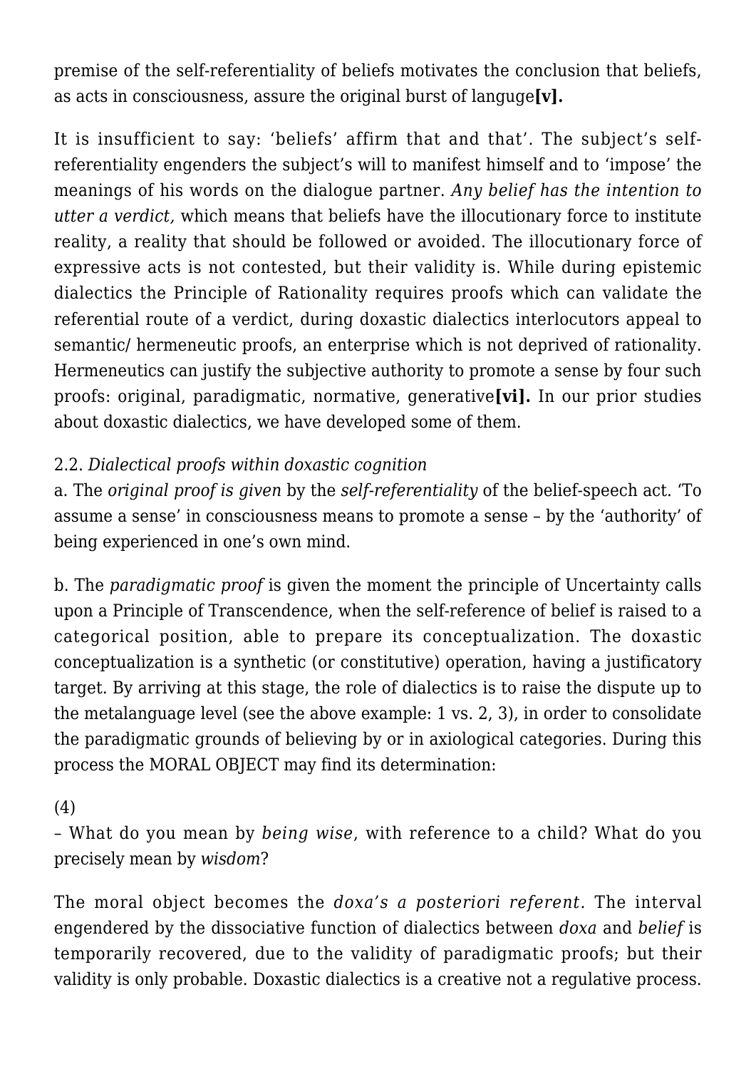premise of the self-referentiality of beliefs motivates the conclusion that beliefs, as acts in consciousness, assure the original burst of languge**[v].**

It is insufficient to say: 'beliefs' affirm that and that'. The subject's self-referentiality engenders the subject's will to manifest himself and to 'impose' the meanings of his words on the dialogue partner. *Any belief has the intention to utter a verdict,* which means that beliefs have the illocutionary force to institute reality, a reality that should be followed or avoided. The illocutionary force of expressive acts is not contested, but their validity is. While during epistemic dialectics the Principle of Rationality requires proofs which can validate the referential route of a verdict, during doxastic dialectics interlocutors appeal to semantic/ hermeneutic proofs, an enterprise which is not deprived of rationality. Hermeneutics can justify the subjective authority to promote a sense by four such proofs: original, paradigmatic, normative, generative**[vi].** In our prior studies about doxastic dialectics, we have developed some of them.

2.2. *Dialectical proofs within doxastic cognition*

a. The *original proof is given* by the *self-referentiality* of the belief-speech act. 'To assume a sense' in consciousness means to promote a sense – by the 'authority' of being experienced in one's own mind.

b. The *paradigmatic proof* is given the moment the principle of Uncertainty calls upon a Principle of Transcendence, when the self-reference of belief is raised to a categorical position, able to prepare its conceptualization. The doxastic conceptualization is a synthetic (or constitutive) operation, having a justificatory target. By arriving at this stage, the role of dialectics is to raise the dispute up to the metalanguage level (see the above example: 1 vs. 2, 3), in order to consolidate the paradigmatic grounds of believing by or in axiological categories. During this process the MORAL OBJECT may find its determination:

(4)

– What do you mean by *being wise*, with reference to a child? What do you precisely mean by *wisdom*?

The moral object becomes the *doxa's a posteriori referent.* The interval engendered by the dissociative function of dialectics between *doxa* and *belief* is temporarily recovered, due to the validity of paradigmatic proofs; but their validity is only probable. Doxastic dialectics is a creative not a regulative process.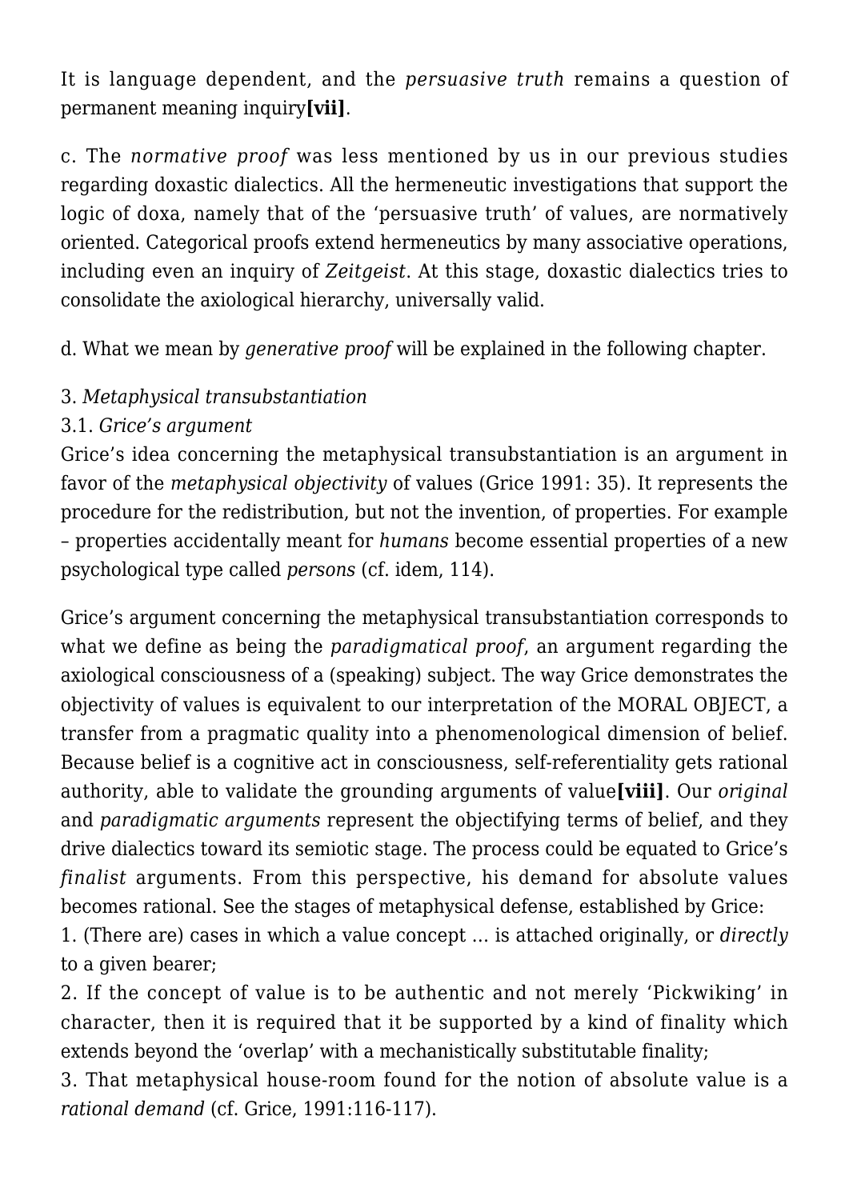It is language dependent, and the *persuasive truth* remains a question of permanent meaning inquiry**[vii]**.

c. The *normative proof* was less mentioned by us in our previous studies regarding doxastic dialectics. All the hermeneutic investigations that support the logic of doxa, namely that of the 'persuasive truth' of values, are normatively oriented. Categorical proofs extend hermeneutics by many associative operations, including even an inquiry of *Zeitgeist*. At this stage, doxastic dialectics tries to consolidate the axiological hierarchy, universally valid.

d. What we mean by *generative proof* will be explained in the following chapter.

### 3. *Metaphysical transubstantiation*

#### 3.1. *Grice's argument*

Grice's idea concerning the metaphysical transubstantiation is an argument in favor of the *metaphysical objectivity* of values (Grice 1991: 35). It represents the procedure for the redistribution, but not the invention, of properties. For example – properties accidentally meant for *humans* become essential properties of a new psychological type called *persons* (cf. idem, 114).

Grice's argument concerning the metaphysical transubstantiation corresponds to what we define as being the *paradigmatical proof*, an argument regarding the axiological consciousness of a (speaking) subject. The way Grice demonstrates the objectivity of values is equivalent to our interpretation of the MORAL OBJECT, a transfer from a pragmatic quality into a phenomenological dimension of belief. Because belief is a cognitive act in consciousness, self-referentiality gets rational authority, able to validate the grounding arguments of value**[viii]**. Our *original* and *paradigmatic arguments* represent the objectifying terms of belief, and they drive dialectics toward its semiotic stage. The process could be equated to Grice's *finalist* arguments. From this perspective, his demand for absolute values becomes rational. See the stages of metaphysical defense, established by Grice:

1. (There are) cases in which a value concept … is attached originally, or *directly* to a given bearer;
2. If the concept of value is to be authentic and not merely 'Pickwiking' in character, then it is required that it be supported by a kind of finality which extends beyond the 'overlap' with a mechanistically substitutable finality;
3. That metaphysical house-room found for the notion of absolute value is a *rational demand* (cf. Grice, 1991:116-117).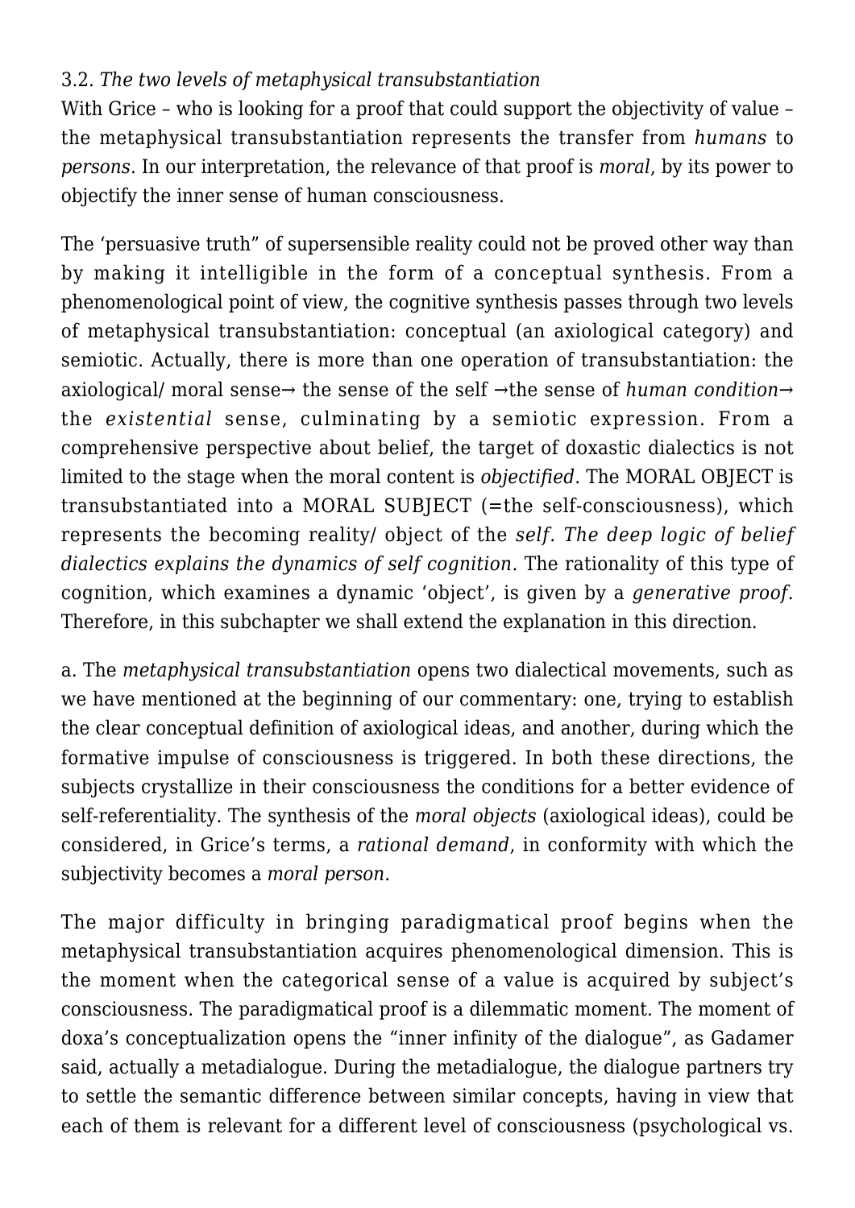### 3.2. *The two levels of metaphysical transubstantiation*

With Grice – who is looking for a proof that could support the objectivity of value – the metaphysical transubstantiation represents the transfer from *humans* to *persons*. In our interpretation, the relevance of that proof is *moral*, by its power to objectify the inner sense of human consciousness.

The 'persuasive truth" of supersensible reality could not be proved other way than by making it intelligible in the form of a conceptual synthesis. From a phenomenological point of view, the cognitive synthesis passes through two levels of metaphysical transubstantiation: conceptual (an axiological category) and semiotic. Actually, there is more than one operation of transubstantiation: the axiological/ moral sense→ the sense of the self →the sense of *human condition*→ the *existential* sense, culminating by a semiotic expression. From a comprehensive perspective about belief, the target of doxastic dialectics is not limited to the stage when the moral content is *objectified.* The MORAL OBJECT is transubstantiated into a MORAL SUBJECT (=the self-consciousness), which represents the becoming reality/ object of the *self. The deep logic of belief dialectics explains the dynamics of self cognition*. The rationality of this type of cognition, which examines a dynamic 'object', is given by a *generative proof.* Therefore, in this subchapter we shall extend the explanation in this direction.

a. The *metaphysical transubstantiation* opens two dialectical movements, such as we have mentioned at the beginning of our commentary: one, trying to establish the clear conceptual definition of axiological ideas, and another, during which the formative impulse of consciousness is triggered. In both these directions, the subjects crystallize in their consciousness the conditions for a better evidence of self-referentiality. The synthesis of the *moral objects* (axiological ideas), could be considered, in Grice's terms, a *rational demand*, in conformity with which the subjectivity becomes a *moral person*.

The major difficulty in bringing paradigmatical proof begins when the metaphysical transubstantiation acquires phenomenological dimension. This is the moment when the categorical sense of a value is acquired by subject's consciousness. The paradigmatical proof is a dilemmatic moment. The moment of doxa's conceptualization opens the "inner infinity of the dialogue", as Gadamer said, actually a metadialogue. During the metadialogue, the dialogue partners try to settle the semantic difference between similar concepts, having in view that each of them is relevant for a different level of consciousness (psychological vs.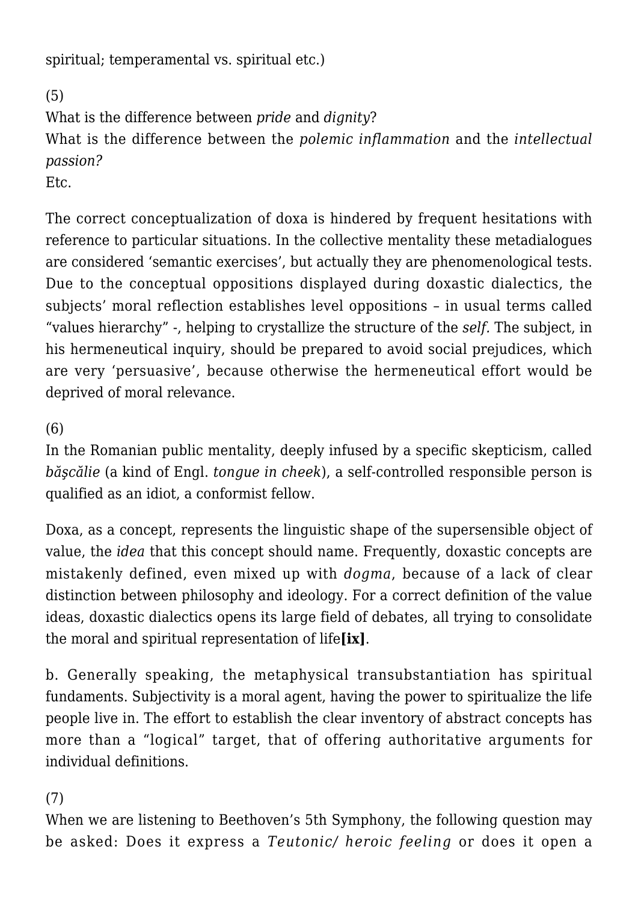spiritual; temperamental vs. spiritual etc.)

(5)
What is the difference between *pride* and *dignity*?
What is the difference between the *polemic inflammation* and the *intellectual passion?*
Etc.

The correct conceptualization of doxa is hindered by frequent hesitations with reference to particular situations. In the collective mentality these metadialogues are considered 'semantic exercises', but actually they are phenomenological tests. Due to the conceptual oppositions displayed during doxastic dialectics, the subjects' moral reflection establishes level oppositions – in usual terms called "values hierarchy" -, helping to crystallize the structure of the *self*. The subject, in his hermeneutical inquiry, should be prepared to avoid social prejudices, which are very 'persuasive', because otherwise the hermeneutical effort would be deprived of moral relevance.

(6)
In the Romanian public mentality, deeply infused by a specific skepticism, called *băşcălie* (a kind of Engl. *tongue in cheek*), a self-controlled responsible person is qualified as an idiot, a conformist fellow.

Doxa, as a concept, represents the linguistic shape of the supersensible object of value, the *idea* that this concept should name. Frequently, doxastic concepts are mistakenly defined, even mixed up with *dogma*, because of a lack of clear distinction between philosophy and ideology. For a correct definition of the value ideas, doxastic dialectics opens its large field of debates, all trying to consolidate the moral and spiritual representation of life**[ix]**.

b. Generally speaking, the metaphysical transubstantiation has spiritual fundaments. Subjectivity is a moral agent, having the power to spiritualize the life people live in. The effort to establish the clear inventory of abstract concepts has more than a "logical" target, that of offering authoritative arguments for individual definitions.

(7)
When we are listening to Beethoven's 5th Symphony, the following question may be asked: Does it express a *Teutonic/ heroic feeling* or does it open a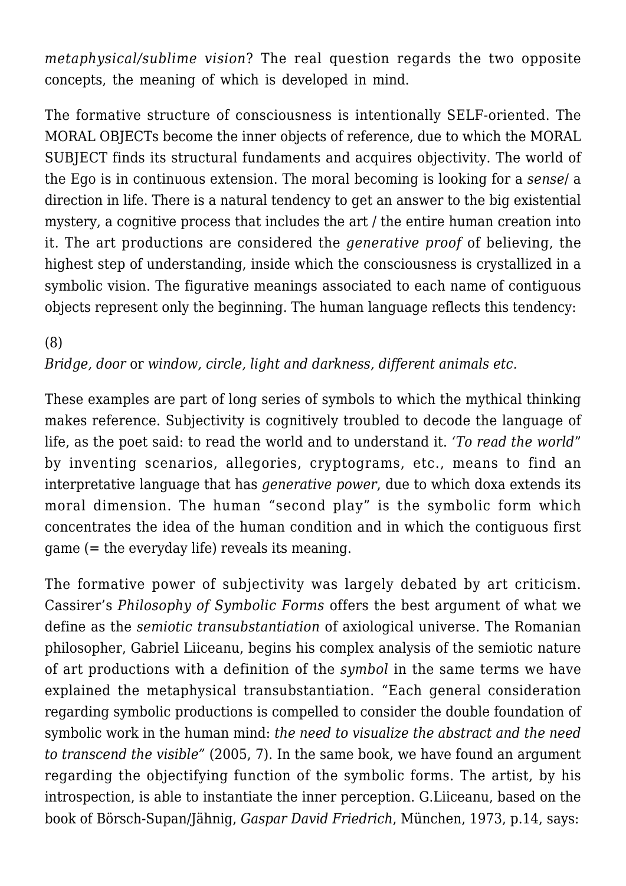*metaphysical/sublime vision*? The real question regards the two opposite concepts, the meaning of which is developed in mind.

The formative structure of consciousness is intentionally SELF-oriented. The MORAL OBJECTs become the inner objects of reference, due to which the MORAL SUBJECT finds its structural fundaments and acquires objectivity. The world of the Ego is in continuous extension. The moral becoming is looking for a *sense*/ a direction in life. There is a natural tendency to get an answer to the big existential mystery, a cognitive process that includes the art / the entire human creation into it. The art productions are considered the *generative proof* of believing, the highest step of understanding, inside which the consciousness is crystallized in a symbolic vision. The figurative meanings associated to each name of contiguous objects represent only the beginning. The human language reflects this tendency:

(8)
*Bridge, door* or *window, circle, light and darkness, different animals etc.*

These examples are part of long series of symbols to which the mythical thinking makes reference. Subjectivity is cognitively troubled to decode the language of life, as the poet said: to read the world and to understand it. *'To read the world"* by inventing scenarios, allegories, cryptograms, etc., means to find an interpretative language that has *generative power*, due to which doxa extends its moral dimension. The human "second play" is the symbolic form which concentrates the idea of the human condition and in which the contiguous first game (= the everyday life) reveals its meaning.

The formative power of subjectivity was largely debated by art criticism. Cassirer's *Philosophy of Symbolic Forms* offers the best argument of what we define as the *semiotic transubstantiation* of axiological universe. The Romanian philosopher, Gabriel Liiceanu, begins his complex analysis of the semiotic nature of art productions with a definition of the *symbol* in the same terms we have explained the metaphysical transubstantiation. "Each general consideration regarding symbolic productions is compelled to consider the double foundation of symbolic work in the human mind: *the need to visualize the abstract and the need to transcend the visible"* (2005, 7). In the same book, we have found an argument regarding the objectifying function of the symbolic forms. The artist, by his introspection, is able to instantiate the inner perception. G.Liiceanu, based on the book of Börsch-Supan/Jähnig, *Gaspar David Friedrich*, München, 1973, p.14, says: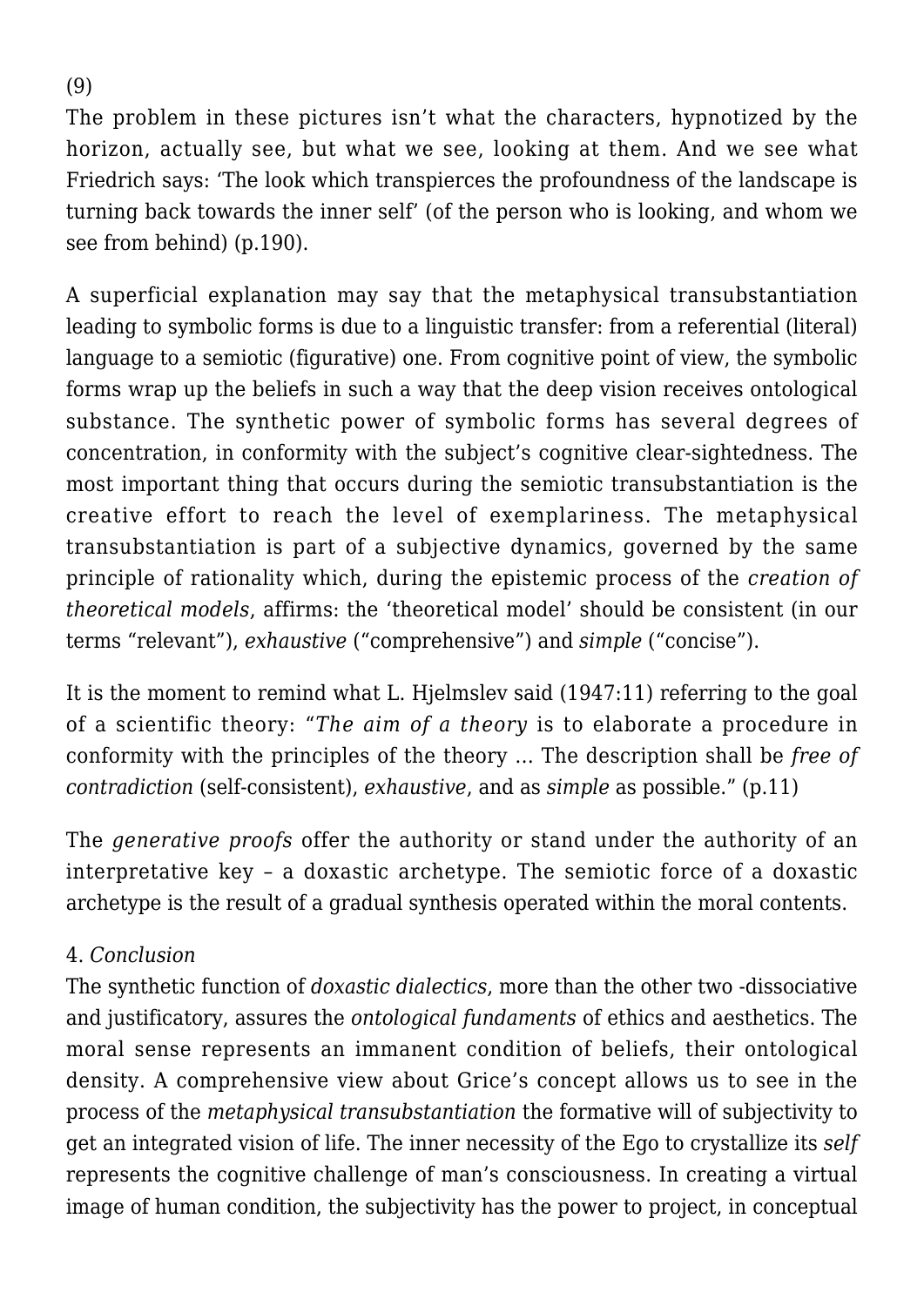(9)

The problem in these pictures isn't what the characters, hypnotized by the horizon, actually see, but what we see, looking at them. And we see what Friedrich says: 'The look which transpierces the profoundness of the landscape is turning back towards the inner self' (of the person who is looking, and whom we see from behind) (p.190).

A superficial explanation may say that the metaphysical transubstantiation leading to symbolic forms is due to a linguistic transfer: from a referential (literal) language to a semiotic (figurative) one. From cognitive point of view, the symbolic forms wrap up the beliefs in such a way that the deep vision receives ontological substance. The synthetic power of symbolic forms has several degrees of concentration, in conformity with the subject's cognitive clear-sightedness. The most important thing that occurs during the semiotic transubstantiation is the creative effort to reach the level of exemplariness. The metaphysical transubstantiation is part of a subjective dynamics, governed by the same principle of rationality which, during the epistemic process of the *creation of theoretical models*, affirms: the 'theoretical model' should be consistent (in our terms "relevant"), *exhaustive* ("comprehensive") and *simple* ("concise").

It is the moment to remind what L. Hjelmslev said (1947:11) referring to the goal of a scientific theory: "*The aim of a theory* is to elaborate a procedure in conformity with the principles of the theory … The description shall be *free of contradiction* (self-consistent), *exhaustive*, and as *simple* as possible." (p.11)

The *generative proofs* offer the authority or stand under the authority of an interpretative key – a doxastic archetype. The semiotic force of a doxastic archetype is the result of a gradual synthesis operated within the moral contents.

## 4. *Conclusion*

The synthetic function of *doxastic dialectics*, more than the other two -dissociative and justificatory, assures the *ontological fundaments* of ethics and aesthetics. The moral sense represents an immanent condition of beliefs, their ontological density. A comprehensive view about Grice's concept allows us to see in the process of the *metaphysical transubstantiation* the formative will of subjectivity to get an integrated vision of life. The inner necessity of the Ego to crystallize its *self* represents the cognitive challenge of man's consciousness. In creating a virtual image of human condition, the subjectivity has the power to project, in conceptual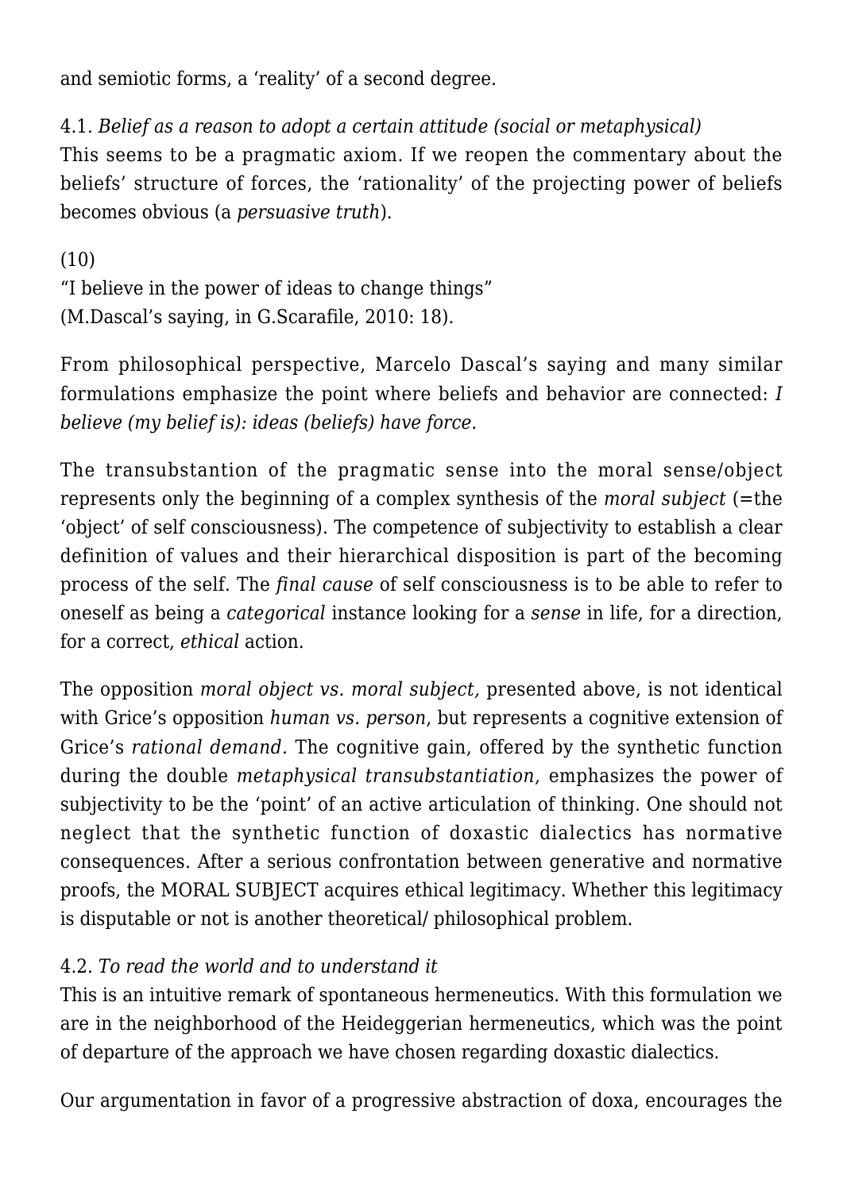and semiotic forms, a 'reality' of a second degree.

4.1. *Belief as a reason to adopt a certain attitude (social or metaphysical)*
This seems to be a pragmatic axiom. If we reopen the commentary about the beliefs' structure of forces, the 'rationality' of the projecting power of beliefs becomes obvious (a *persuasive truth*).

(10)
"I believe in the power of ideas to change things"
(M.Dascal's saying, in G.Scarafile, 2010: 18).

From philosophical perspective, Marcelo Dascal's saying and many similar formulations emphasize the point where beliefs and behavior are connected: *I believe (my belief is): ideas (beliefs) have force.*

The transubstantion of the pragmatic sense into the moral sense/object represents only the beginning of a complex synthesis of the *moral subject* (=the 'object' of self consciousness). The competence of subjectivity to establish a clear definition of values and their hierarchical disposition is part of the becoming process of the self. The *final cause* of self consciousness is to be able to refer to oneself as being a *categorical* instance looking for a *sense* in life, for a direction, for a correct, *ethical* action.

The opposition *moral object vs. moral subject,* presented above, is not identical with Grice's opposition *human vs. person*, but represents a cognitive extension of Grice's *rational demand.* The cognitive gain, offered by the synthetic function during the double *metaphysical transubstantiation*, emphasizes the power of subjectivity to be the 'point' of an active articulation of thinking. One should not neglect that the synthetic function of doxastic dialectics has normative consequences. After a serious confrontation between generative and normative proofs, the MORAL SUBJECT acquires ethical legitimacy. Whether this legitimacy is disputable or not is another theoretical/ philosophical problem.

4.2. *To read the world and to understand it*
This is an intuitive remark of spontaneous hermeneutics. With this formulation we are in the neighborhood of the Heideggerian hermeneutics, which was the point of departure of the approach we have chosen regarding doxastic dialectics.

Our argumentation in favor of a progressive abstraction of doxa, encourages the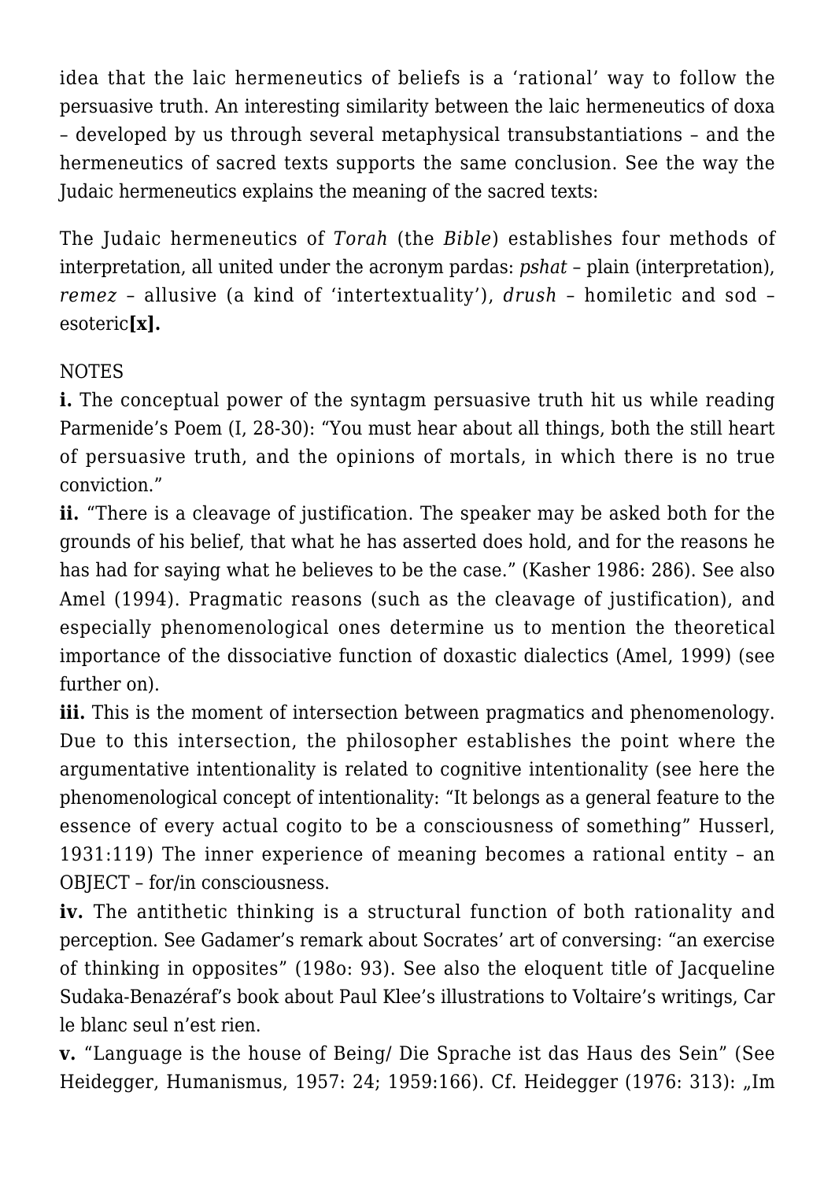idea that the laic hermeneutics of beliefs is a 'rational' way to follow the persuasive truth. An interesting similarity between the laic hermeneutics of doxa – developed by us through several metaphysical transubstantiations – and the hermeneutics of sacred texts supports the same conclusion. See the way the Judaic hermeneutics explains the meaning of the sacred texts:

The Judaic hermeneutics of *Torah* (the *Bible*) establishes four methods of interpretation, all united under the acronym pardas: *pshat* – plain (interpretation), *remez* – allusive (a kind of 'intertextuality'), *drush* – homiletic and sod – esoteric**[x].**

NOTES

**i.** The conceptual power of the syntagm persuasive truth hit us while reading Parmenide's Poem (I, 28-30): "You must hear about all things, both the still heart of persuasive truth, and the opinions of mortals, in which there is no true conviction."

**ii.** "There is a cleavage of justification. The speaker may be asked both for the grounds of his belief, that what he has asserted does hold, and for the reasons he has had for saying what he believes to be the case." (Kasher 1986: 286). See also Amel (1994). Pragmatic reasons (such as the cleavage of justification), and especially phenomenological ones determine us to mention the theoretical importance of the dissociative function of doxastic dialectics (Amel, 1999) (see further on).

**iii.** This is the moment of intersection between pragmatics and phenomenology. Due to this intersection, the philosopher establishes the point where the argumentative intentionality is related to cognitive intentionality (see here the phenomenological concept of intentionality: "It belongs as a general feature to the essence of every actual cogito to be a consciousness of something" Husserl, 1931:119) The inner experience of meaning becomes a rational entity – an OBJECT – for/in consciousness.

**iv.** The antithetic thinking is a structural function of both rationality and perception. See Gadamer's remark about Socrates' art of conversing: "an exercise of thinking in opposites" (198o: 93). See also the eloquent title of Jacqueline Sudaka-Benazéraf's book about Paul Klee's illustrations to Voltaire's writings, Car le blanc seul n'est rien.

**v.** "Language is the house of Being/ Die Sprache ist das Haus des Sein" (See Heidegger, Humanismus, 1957: 24; 1959:166). Cf. Heidegger (1976: 313): „Im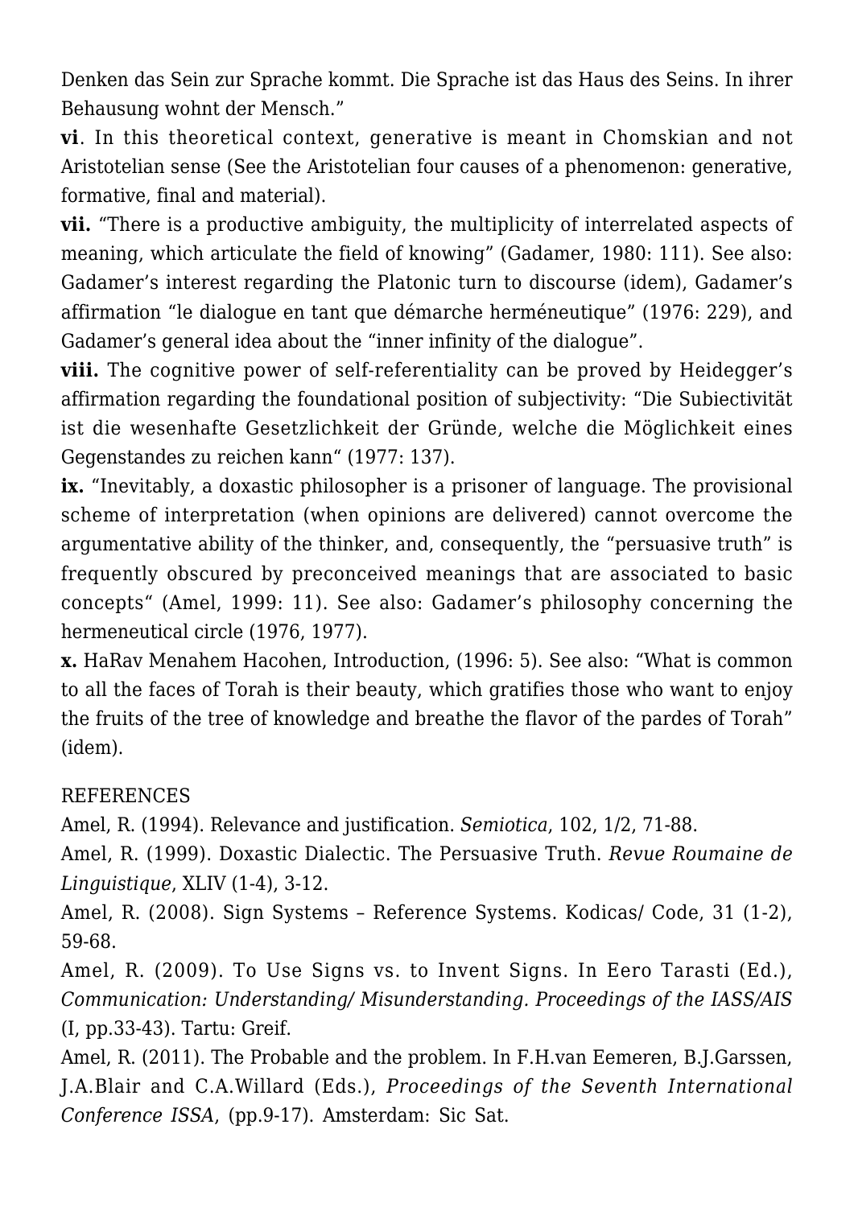Denken das Sein zur Sprache kommt. Die Sprache ist das Haus des Seins. In ihrer Behausung wohnt der Mensch."

**vi**. In this theoretical context, generative is meant in Chomskian and not Aristotelian sense (See the Aristotelian four causes of a phenomenon: generative, formative, final and material).

**vii.** "There is a productive ambiguity, the multiplicity of interrelated aspects of meaning, which articulate the field of knowing" (Gadamer, 1980: 111). See also: Gadamer's interest regarding the Platonic turn to discourse (idem), Gadamer's affirmation "le dialogue en tant que démarche herméneutique" (1976: 229), and Gadamer's general idea about the "inner infinity of the dialogue".

**viii.** The cognitive power of self-referentiality can be proved by Heidegger's affirmation regarding the foundational position of subjectivity: "Die Subiectivität ist die wesenhafte Gesetzlichkeit der Gründe, welche die Möglichkeit eines Gegenstandes zu reichen kann" (1977: 137).

**ix.** "Inevitably, a doxastic philosopher is a prisoner of language. The provisional scheme of interpretation (when opinions are delivered) cannot overcome the argumentative ability of the thinker, and, consequently, the "persuasive truth" is frequently obscured by preconceived meanings that are associated to basic concepts" (Amel, 1999: 11). See also: Gadamer's philosophy concerning the hermeneutical circle (1976, 1977).

**x.** HaRav Menahem Hacohen, Introduction, (1996: 5). See also: "What is common to all the faces of Torah is their beauty, which gratifies those who want to enjoy the fruits of the tree of knowledge and breathe the flavor of the pardes of Torah" (idem).

REFERENCES

Amel, R. (1994). Relevance and justification. *Semiotica*, 102, 1/2, 71-88.

Amel, R. (1999). Doxastic Dialectic. The Persuasive Truth. *Revue Roumaine de Linguistique*, XLIV (1-4), 3-12.

Amel, R. (2008). Sign Systems – Reference Systems. Kodicas/ Code, 31 (1-2), 59-68.

Amel, R. (2009). To Use Signs vs. to Invent Signs. In Eero Tarasti (Ed.), *Communication: Understanding/ Misunderstanding. Proceedings of the IASS/AIS* (I, pp.33-43). Tartu: Greif.

Amel, R. (2011). The Probable and the problem. In F.H.van Eemeren, B.J.Garssen, J.A.Blair and C.A.Willard (Eds.), *Proceedings of the Seventh International Conference ISSA*, (pp.9-17). Amsterdam: Sic Sat.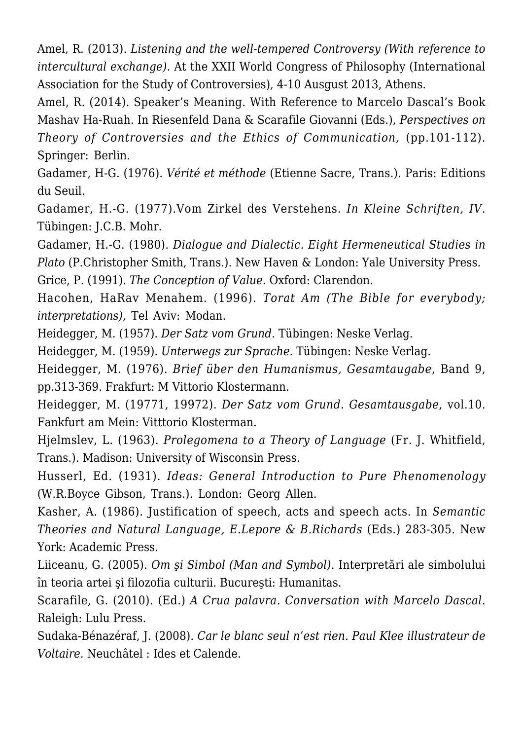Amel, R. (2013). *Listening and the well-tempered Controversy (With reference to intercultural exchange).* At the XXII World Congress of Philosophy (International Association for the Study of Controversies), 4-10 Ausgust 2013, Athens.

Amel, R. (2014). Speaker's Meaning. With Reference to Marcelo Dascal's Book Mashav Ha-Ruah. In Riesenfeld Dana & Scarafile Giovanni (Eds.), *Perspectives on Theory of Controversies and the Ethics of Communication,* (pp.101-112). Springer: Berlin.

Gadamer, H-G. (1976). *Vérité et méthode* (Etienne Sacre, Trans.). Paris: Editions du Seuil.

Gadamer, H.-G. (1977).Vom Zirkel des Verstehens. *In Kleine Schriften, IV.* Tübingen: J.C.B. Mohr.

Gadamer, H.-G. (1980). *Dialogue and Dialectic. Eight Hermeneutical Studies in Plato* (P.Christopher Smith, Trans.). New Haven & London: Yale University Press.

Grice, P. (1991). *The Conception of Value.* Oxford: Clarendon.

Hacohen, HaRav Menahem. (1996). *Torat Am (The Bible for everybody; interpretations),* Tel Aviv: Modan.

Heidegger, M. (1957). *Der Satz vom Grund.* Tübingen: Neske Verlag.

Heidegger, M. (1959). *Unterwegs zur Sprache.* Tübingen: Neske Verlag.

Heidegger, M. (1976). *Brief über den Humanismus, Gesamtaugabe*, Band 9, pp.313-369. Frakfurt: M Vittorio Klostermann.

Heidegger, M. (19771, 19972). *Der Satz vom Grund. Gesamtausgabe*, vol.10. Fankfurt am Mein: Vitttorio Klosterman.

Hjelmslev, L. (1963). *Prolegomena to a Theory of Language* (Fr. J. Whitfield, Trans.). Madison: University of Wisconsin Press.

Husserl, Ed. (1931). *Ideas: General Introduction to Pure Phenomenology* (W.R.Boyce Gibson, Trans.). London: Georg Allen.

Kasher, A. (1986). Justification of speech, acts and speech acts. In *Semantic Theories and Natural Language, E.Lepore & B.Richards* (Eds.) 283-305. New York: Academic Press.

Liiceanu, G. (2005). *Om şi Simbol (Man and Symbol)*. Interpretări ale simbolului în teoria artei şi filozofia culturii. Bucureşti: Humanitas.

Scarafile, G. (2010). (Ed.) *A Crua palavra. Conversation with Marcelo Dascal.* Raleigh: Lulu Press.

Sudaka-Bénazéraf, J. (2008). *Car le blanc seul n'est rien. Paul Klee illustrateur de Voltaire.* Neuchâtel : Ides et Calende.